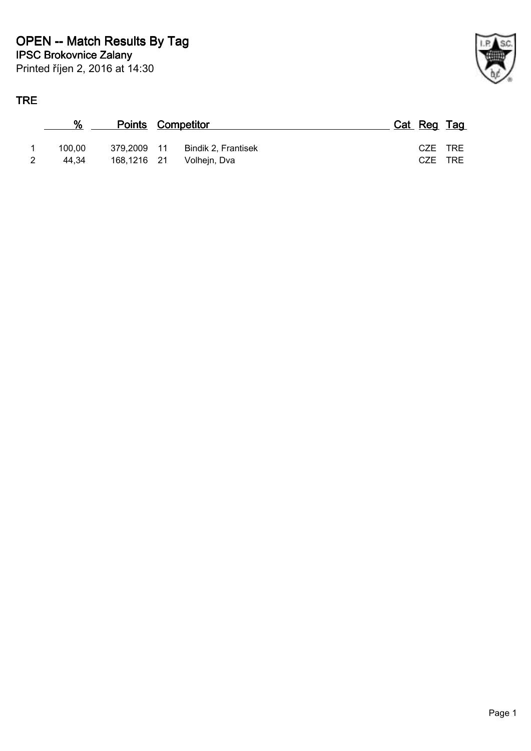# OPEN -- Match Results By Tag

**IPSC Brokovnice Zalany**

Printed říjen 2, 2016 at 14:30

## TRE

|  | % | Points | Competitor |  | Cat | Reg | Tag |
|---|---|---|---|---|---|---|---|
| 1 | 100,00 | 379,2009 | 11 | Bindik 2, Frantisek |  | CZE | TRE |
| 2 | 44,34 | 168,1216 | 21 | Volhejn, Dva |  | CZE | TRE |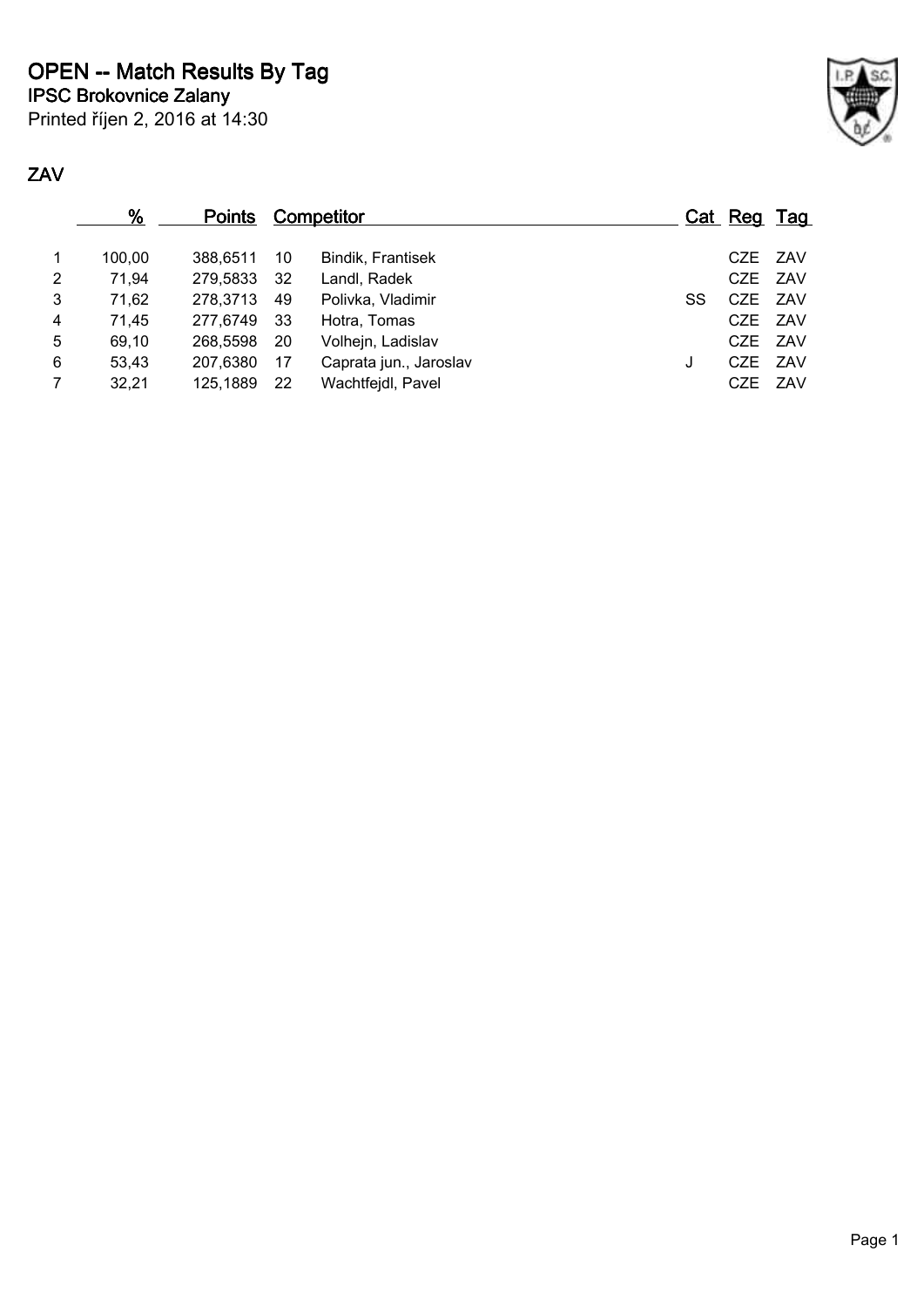# OPEN -- Match Results By Tag

**IPSC Brokovnice Zalany**

Printed říjen 2, 2016 at 14:30

## ZAV

| | % | Points | Competitor | | Cat | Reg | Tag |
|---|---|---|---|---|---|---|---|
| 1 | 100,00 | 388,6511 | 10 | Bindik, Frantisek | | CZE | ZAV |
| 2 | 71,94 | 279,5833 | 32 | Landl, Radek | | CZE | ZAV |
| 3 | 71,62 | 278,3713 | 49 | Polivka, Vladimir | SS | CZE | ZAV |
| 4 | 71,45 | 277,6749 | 33 | Hotra, Tomas | | CZE | ZAV |
| 5 | 69,10 | 268,5598 | 20 | Volhejn, Ladislav | | CZE | ZAV |
| 6 | 53,43 | 207,6380 | 17 | Caprata jun., Jaroslav | J | CZE | ZAV |
| 7 | 32,21 | 125,1889 | 22 | Wachtfejdl, Pavel | | CZE | ZAV |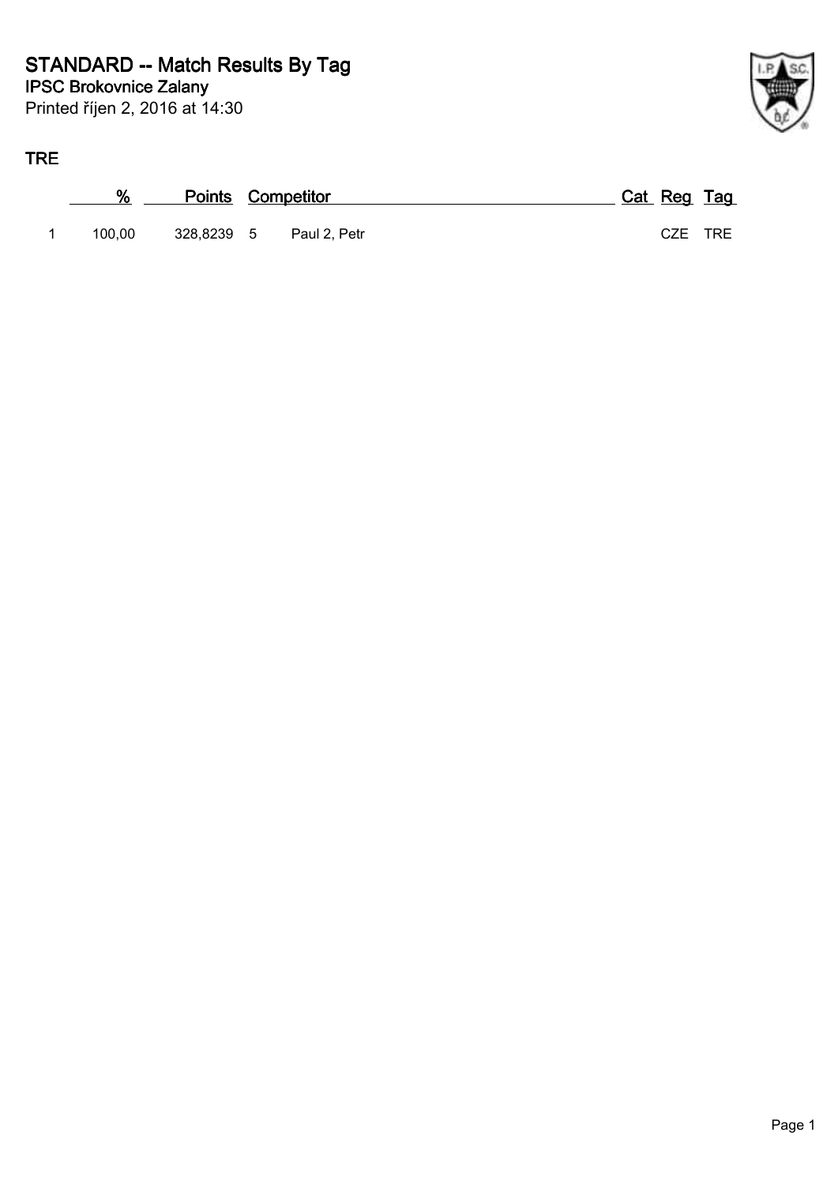# STANDARD -- Match Results By Tag

**IPSC Brokovnice Zalany**

Printed říjen 2, 2016 at 14:30

## TRE

| | % | Points | Competitor | | Cat | Reg | Tag |
|---|---|---|---|---|---|---|---|
| 1 | 100,00 | 328,8239 | 5 | Paul 2, Petr | | CZE | TRE |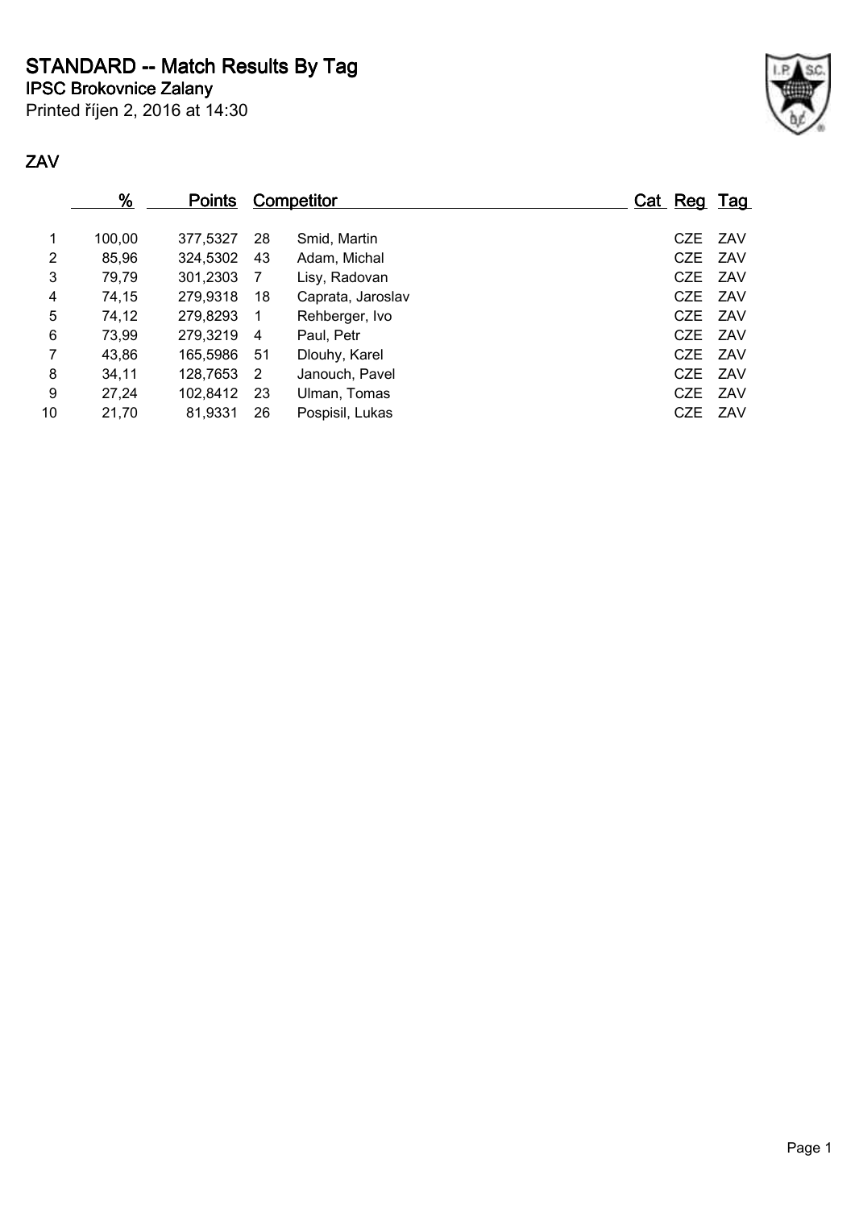# STANDARD -- Match Results By Tag

**IPSC Brokovnice Zalany**

Printed říjen 2, 2016 at 14:30

## ZAV

| | % | Points | Competitor | | Cat | Reg | Tag |
|---|---|---|---|---|---|---|---|
| 1 | 100,00 | 377,5327 | 28 | Smid, Martin | | CZE | ZAV |
| 2 | 85,96 | 324,5302 | 43 | Adam, Michal | | CZE | ZAV |
| 3 | 79,79 | 301,2303 | 7 | Lisy, Radovan | | CZE | ZAV |
| 4 | 74,15 | 279,9318 | 18 | Caprata, Jaroslav | | CZE | ZAV |
| 5 | 74,12 | 279,8293 | 1 | Rehberger, Ivo | | CZE | ZAV |
| 6 | 73,99 | 279,3219 | 4 | Paul, Petr | | CZE | ZAV |
| 7 | 43,86 | 165,5986 | 51 | Dlouhy, Karel | | CZE | ZAV |
| 8 | 34,11 | 128,7653 | 2 | Janouch, Pavel | | CZE | ZAV |
| 9 | 27,24 | 102,8412 | 23 | Ulman, Tomas | | CZE | ZAV |
| 10 | 21,70 | 81,9331 | 26 | Pospisil, Lukas | | CZE | ZAV |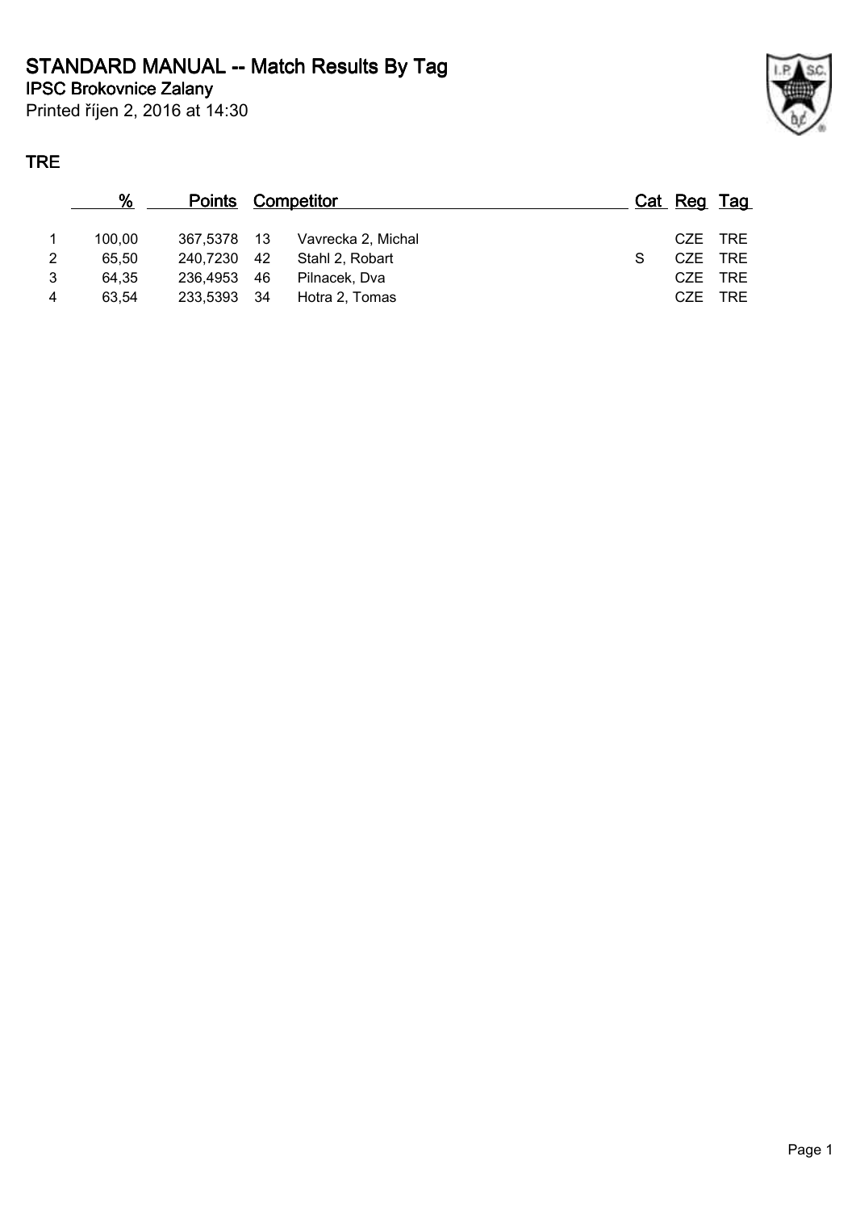# STANDARD MANUAL -- Match Results By Tag

## IPSC Brokovnice Zalany

Printed říjen 2, 2016 at 14:30

### TRE

| | % | Points | | Competitor | Cat | Reg | Tag |
|---|---|---|---|---|---|---|---|
| 1 | 100,00 | 367,5378 | 13 | Vavrecka 2, Michal | | CZE | TRE |
| 2 | 65,50 | 240,7230 | 42 | Stahl 2, Robart | S | CZE | TRE |
| 3 | 64,35 | 236,4953 | 46 | Pilnacek, Dva | | CZE | TRE |
| 4 | 63,54 | 233,5393 | 34 | Hotra 2, Tomas | | CZE | TRE |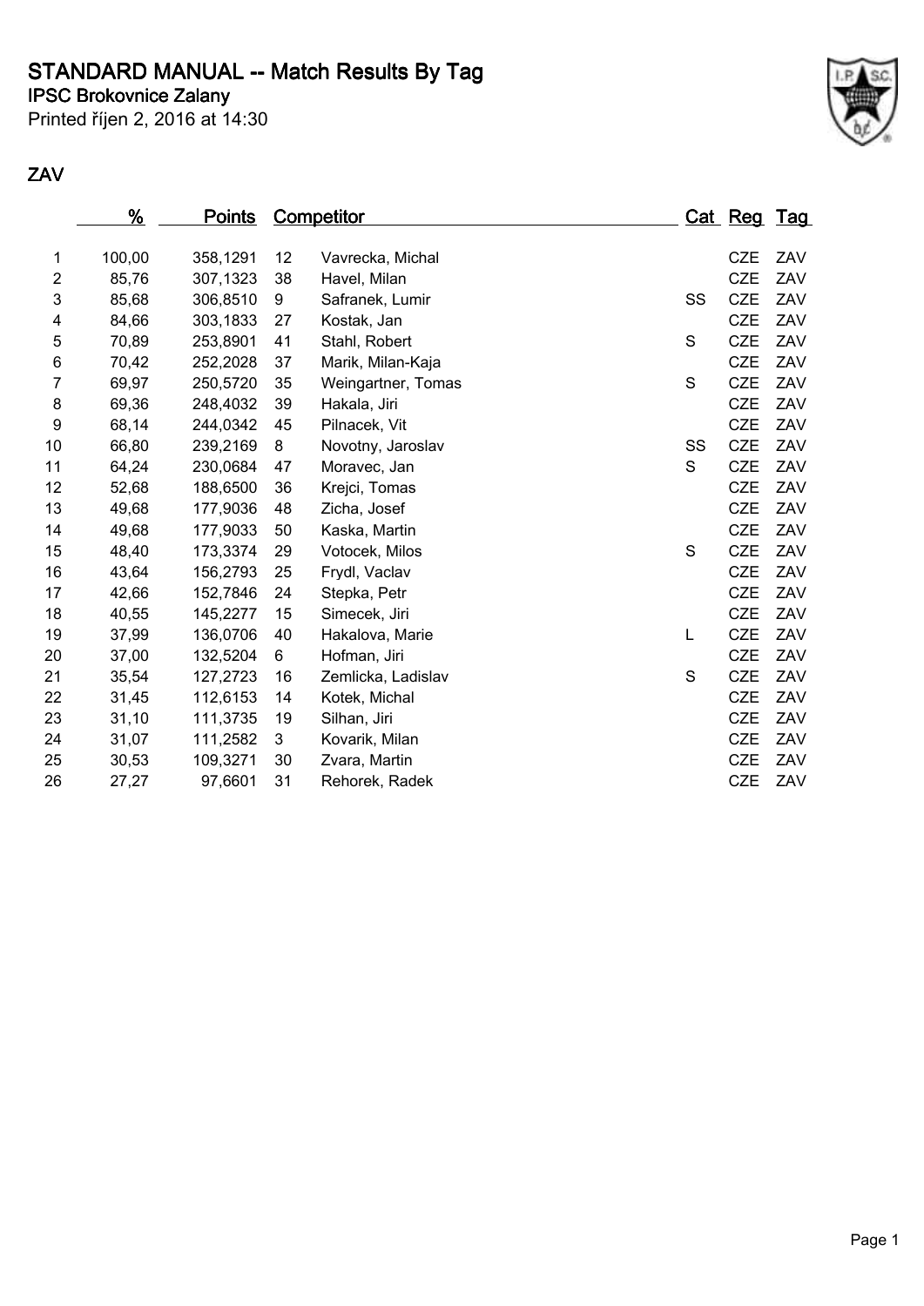# STANDARD MANUAL -- Match Results By Tag

**IPSC Brokovnice Zalany**

Printed říjen 2, 2016 at 14:30

## ZAV

| | % | Points | | Competitor | Cat | Reg | Tag |
|---|---|---|---|---|---|---|---|
| 1 | 100,00 | 358,1291 | 12 | Vavrecka, Michal | | CZE | ZAV |
| 2 | 85,76 | 307,1323 | 38 | Havel, Milan | | CZE | ZAV |
| 3 | 85,68 | 306,8510 | 9 | Safranek, Lumir | SS | CZE | ZAV |
| 4 | 84,66 | 303,1833 | 27 | Kostak, Jan | | CZE | ZAV |
| 5 | 70,89 | 253,8901 | 41 | Stahl, Robert | S | CZE | ZAV |
| 6 | 70,42 | 252,2028 | 37 | Marik, Milan-Kaja | | CZE | ZAV |
| 7 | 69,97 | 250,5720 | 35 | Weingartner, Tomas | S | CZE | ZAV |
| 8 | 69,36 | 248,4032 | 39 | Hakala, Jiri | | CZE | ZAV |
| 9 | 68,14 | 244,0342 | 45 | Pilnacek, Vit | | CZE | ZAV |
| 10 | 66,80 | 239,2169 | 8 | Novotny, Jaroslav | SS | CZE | ZAV |
| 11 | 64,24 | 230,0684 | 47 | Moravec, Jan | S | CZE | ZAV |
| 12 | 52,68 | 188,6500 | 36 | Krejci, Tomas | | CZE | ZAV |
| 13 | 49,68 | 177,9036 | 48 | Zicha, Josef | | CZE | ZAV |
| 14 | 49,68 | 177,9033 | 50 | Kaska, Martin | | CZE | ZAV |
| 15 | 48,40 | 173,3374 | 29 | Votocek, Milos | S | CZE | ZAV |
| 16 | 43,64 | 156,2793 | 25 | Frydl, Vaclav | | CZE | ZAV |
| 17 | 42,66 | 152,7846 | 24 | Stepka, Petr | | CZE | ZAV |
| 18 | 40,55 | 145,2277 | 15 | Simecek, Jiri | | CZE | ZAV |
| 19 | 37,99 | 136,0706 | 40 | Hakalova, Marie | L | CZE | ZAV |
| 20 | 37,00 | 132,5204 | 6 | Hofman, Jiri | | CZE | ZAV |
| 21 | 35,54 | 127,2723 | 16 | Zemlicka, Ladislav | S | CZE | ZAV |
| 22 | 31,45 | 112,6153 | 14 | Kotek, Michal | | CZE | ZAV |
| 23 | 31,10 | 111,3735 | 19 | Silhan, Jiri | | CZE | ZAV |
| 24 | 31,07 | 111,2582 | 3 | Kovarik, Milan | | CZE | ZAV |
| 25 | 30,53 | 109,3271 | 30 | Zvara, Martin | | CZE | ZAV |
| 26 | 27,27 | 97,6601 | 31 | Rehorek, Radek | | CZE | ZAV |